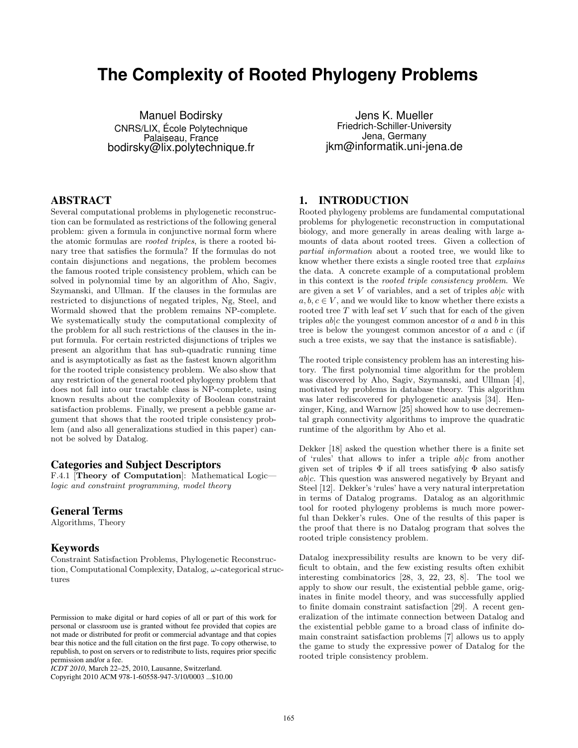# The Complexity of Rooted Phylogeny Problems

Manuel Bodirsky
CNRS/LIX, École Polytechnique
Palaiseau, France
bodirsky@lix.polytechnique.fr

Jens K. Mueller
Friedrich-Schiller-University
Jena, Germany
jkm@informatik.uni-jena.de

## ABSTRACT

Several computational problems in phylogenetic reconstruction can be formulated as restrictions of the following general problem: given a formula in conjunctive normal form where the atomic formulas are *rooted triples*, is there a rooted binary tree that satisfies the formula? If the formulas do not contain disjunctions and negations, the problem becomes the famous rooted triple consistency problem, which can be solved in polynomial time by an algorithm of Aho, Sagiv, Szymanski, and Ullman. If the clauses in the formulas are restricted to disjunctions of negated triples, Ng, Steel, and Wormald showed that the problem remains NP-complete. We systematically study the computational complexity of the problem for all such restrictions of the clauses in the input formula. For certain restricted disjunctions of triples we present an algorithm that has sub-quadratic running time and is asymptotically as fast as the fastest known algorithm for the rooted triple consistency problem. We also show that any restriction of the general rooted phylogeny problem that does not fall into our tractable class is NP-complete, using known results about the complexity of Boolean constraint satisfaction problems. Finally, we present a pebble game argument that shows that the rooted triple consistency problem (and also all generalizations studied in this paper) cannot be solved by Datalog.

### Categories and Subject Descriptors

F.4.1 [**Theory of Computation**]: Mathematical Logic—*logic and constraint programming, model theory*

### General Terms

Algorithms, Theory

### Keywords

Constraint Satisfaction Problems, Phylogenetic Reconstruction, Computational Complexity, Datalog, $\omega$-categorical structures

Permission to make digital or hard copies of all or part of this work for personal or classroom use is granted without fee provided that copies are not made or distributed for profit or commercial advantage and that copies bear this notice and the full citation on the first page. To copy otherwise, to republish, to post on servers or to redistribute to lists, requires prior specific permission and/or a fee.
*ICDT 2010*, March 22–25, 2010, Lausanne, Switzerland.
Copyright 2010 ACM 978-1-60558-947-3/10/0003 ...$10.00

## 1. INTRODUCTION

Rooted phylogeny problems are fundamental computational problems for phylogenetic reconstruction in computational biology, and more generally in areas dealing with large amounts of data about rooted trees. Given a collection of *partial information* about a rooted tree, we would like to know whether there exists a single rooted tree that *explains* the data. A concrete example of a computational problem in this context is the *rooted triple consistency problem*. We are given a set $V$ of variables, and a set of triples $ab|c$ with $a, b, c \in V$, and we would like to know whether there exists a rooted tree $T$ with leaf set $V$ such that for each of the given triples $ab|c$ the youngest common ancestor of $a$ and $b$ in this tree is below the youngest common ancestor of $a$ and $c$ (if such a tree exists, we say that the instance is satisfiable).

The rooted triple consistency problem has an interesting history. The first polynomial time algorithm for the problem was discovered by Aho, Sagiv, Szymanski, and Ullman [4], motivated by problems in database theory. This algorithm was later rediscovered for phylogenetic analysis [34]. Henzinger, King, and Warnow [25] showed how to use decremental graph connectivity algorithms to improve the quadratic runtime of the algorithm by Aho et al.

Dekker [18] asked the question whether there is a finite set of 'rules' that allows to infer a triple $ab|c$ from another given set of triples $\Phi$ if all trees satisfying $\Phi$ also satisfy $ab|c$. This question was answered negatively by Bryant and Steel [12]. Dekker's 'rules' have a very natural interpretation in terms of Datalog programs. Datalog as an algorithmic tool for rooted phylogeny problems is much more powerful than Dekker's rules. One of the results of this paper is the proof that there is no Datalog program that solves the rooted triple consistency problem.

Datalog inexpressibility results are known to be very difficult to obtain, and the few existing results often exhibit interesting combinatorics [28, 3, 22, 23, 8]. The tool we apply to show our result, the existential pebble game, originates in finite model theory, and was successfully applied to finite domain constraint satisfaction [29]. A recent generalization of the intimate connection between Datalog and the existential pebble game to a broad class of infinite domain constraint satisfaction problems [7] allows us to apply the game to study the expressive power of Datalog for the rooted triple consistency problem.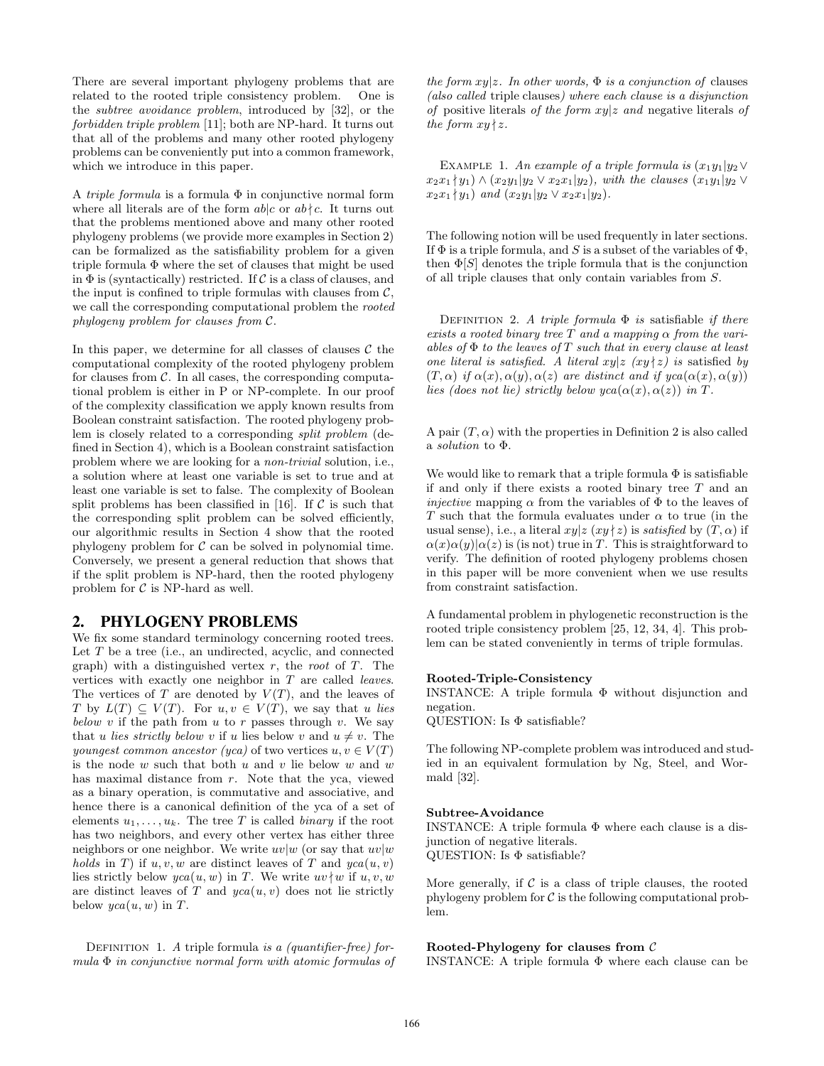There are several important phylogeny problems that are related to the rooted triple consistency problem. One is the *subtree avoidance problem*, introduced by [32], or the *forbidden triple problem* [11]; both are NP-hard. It turns out that all of the problems and many other rooted phylogeny problems can be conveniently put into a common framework, which we introduce in this paper.

A *triple formula* is a formula $\Phi$ in conjunctive normal form where all literals are of the form $ab|c$ or $ab\nmid c$. It turns out that the problems mentioned above and many other rooted phylogeny problems (we provide more examples in Section 2) can be formalized as the satisfiability problem for a given triple formula $\Phi$ where the set of clauses that might be used in $\Phi$ is (syntactically) restricted. If $\mathcal{C}$ is a class of clauses, and the input is confined to triple formulas with clauses from $\mathcal{C}$, we call the corresponding computational problem the *rooted phylogeny problem for clauses from* $\mathcal{C}$.

In this paper, we determine for all classes of clauses $\mathcal{C}$ the computational complexity of the rooted phylogeny problem for clauses from $\mathcal{C}$. In all cases, the corresponding computational problem is either in P or NP-complete. In our proof of the complexity classification we apply known results from Boolean constraint satisfaction. The rooted phylogeny problem is closely related to a corresponding *split problem* (defined in Section 4), which is a Boolean constraint satisfaction problem where we are looking for a *non-trivial* solution, i.e., a solution where at least one variable is set to true and at least one variable is set to false. The complexity of Boolean split problems has been classified in [16]. If $\mathcal{C}$ is such that the corresponding split problem can be solved efficiently, our algorithmic results in Section 4 show that the rooted phylogeny problem for $\mathcal{C}$ can be solved in polynomial time. Conversely, we present a general reduction that shows that if the split problem is NP-hard, then the rooted phylogeny problem for $\mathcal{C}$ is NP-hard as well.

## 2. PHYLOGENY PROBLEMS

We fix some standard terminology concerning rooted trees. Let $T$ be a tree (i.e., an undirected, acyclic, and connected graph) with a distinguished vertex $r$, the *root* of $T$. The vertices with exactly one neighbor in $T$ are called *leaves*. The vertices of $T$ are denoted by $V(T)$, and the leaves of $T$ by $L(T) \subseteq V(T)$. For $u, v \in V(T)$, we say that $u$ *lies below* $v$ if the path from $u$ to $r$ passes through $v$. We say that $u$ *lies strictly below* $v$ if $u$ lies below $v$ and $u \neq v$. The *youngest common ancestor (yca)* of two vertices $u, v \in V(T)$ is the node $w$ such that both $u$ and $v$ lie below $w$ and $w$ has maximal distance from $r$. Note that the yca, viewed as a binary operation, is commutative and associative, and hence there is a canonical definition of the yca of a set of elements $u_1, \ldots, u_k$. The tree $T$ is called *binary* if the root has two neighbors, and every other vertex has either three neighbors or one neighbor. We write $uv|w$ (or say that $uv|w$ *holds* in $T$) if $u, v, w$ are distinct leaves of $T$ and $yca(u, v)$ lies strictly below $yca(u, w)$ in $T$. We write $uv\nmid w$ if $u, v, w$ are distinct leaves of $T$ and $yca(u, v)$ does not lie strictly below $yca(u, w)$ in $T$.

DEFINITION 1. *A* triple formula *is a (quantifier-free) formula $\Phi$ in conjunctive normal form with atomic formulas of the form $xy|z$. In other words, $\Phi$ is a conjunction of* clauses *(also called* triple clauses*) where each clause is a disjunction of* positive literals *of the form $xy|z$ and* negative literals *of the form $xy\nmid z$.*

EXAMPLE 1. *An example of a triple formula is $(x_1y_1|y_2 \vee x_2x_1\nmid y_1) \wedge (x_2y_1|y_2 \vee x_2x_1|y_2)$, with the clauses $(x_1y_1|y_2 \vee x_2x_1\nmid y_1)$ and $(x_2y_1|y_2 \vee x_2x_1|y_2)$.*

The following notion will be used frequently in later sections. If $\Phi$ is a triple formula, and $S$ is a subset of the variables of $\Phi$, then $\Phi[S]$ denotes the triple formula that is the conjunction of all triple clauses that only contain variables from $S$.

DEFINITION 2. *A triple formula $\Phi$ is* satisfiable *if there exists a rooted binary tree $T$ and a mapping $\alpha$ from the variables of $\Phi$ to the leaves of $T$ such that in every clause at least one literal is satisfied. A literal $xy|z$ ($xy\nmid z$) is* satisfied *by $(T, \alpha)$ if $\alpha(x), \alpha(y), \alpha(z)$ are distinct and if $yca(\alpha(x), \alpha(y))$ lies (does not lie) strictly below $yca(\alpha(x), \alpha(z))$ in $T$.*

A pair $(T, \alpha)$ with the properties in Definition 2 is also called a *solution* to $\Phi$.

We would like to remark that a triple formula $\Phi$ is satisfiable if and only if there exists a rooted binary tree $T$ and an *injective* mapping $\alpha$ from the variables of $\Phi$ to the leaves of $T$ such that the formula evaluates under $\alpha$ to true (in the usual sense), i.e., a literal $xy|z$ ($xy\nmid z$) is *satisfied* by $(T, \alpha)$ if $\alpha(x)\alpha(y)|\alpha(z)$ is (is not) true in $T$. This is straightforward to verify. The definition of rooted phylogeny problems chosen in this paper will be more convenient when we use results from constraint satisfaction.

A fundamental problem in phylogenetic reconstruction is the rooted triple consistency problem [25, 12, 34, 4]. This problem can be stated conveniently in terms of triple formulas.

**Rooted-Triple-Consistency**
INSTANCE: A triple formula $\Phi$ without disjunction and negation.
QUESTION: Is $\Phi$ satisfiable?

The following NP-complete problem was introduced and studied in an equivalent formulation by Ng, Steel, and Wormald [32].

**Subtree-Avoidance**
INSTANCE: A triple formula $\Phi$ where each clause is a disjunction of negative literals.
QUESTION: Is $\Phi$ satisfiable?

More generally, if $\mathcal{C}$ is a class of triple clauses, the rooted phylogeny problem for $\mathcal{C}$ is the following computational problem.

**Rooted-Phylogeny for clauses from $\mathcal{C}$**
INSTANCE: A triple formula $\Phi$ where each clause can be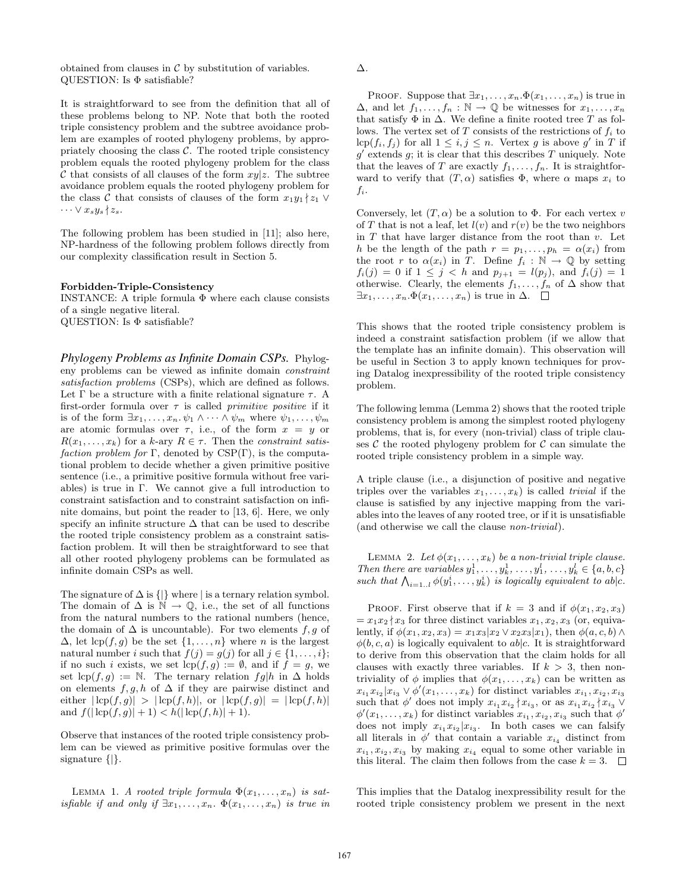obtained from clauses in $\mathcal{C}$ by substitution of variables.
QUESTION: Is $\Phi$ satisfiable?

It is straightforward to see from the definition that all of these problems belong to NP. Note that both the rooted triple consistency problem and the subtree avoidance problem are examples of rooted phylogeny problems, by appropriately choosing the class $\mathcal{C}$. The rooted triple consistency problem equals the rooted phylogeny problem for the class $\mathcal{C}$ that consists of all clauses of the form $xy|z$. The subtree avoidance problem equals the rooted phylogeny problem for the class $\mathcal{C}$ that consists of clauses of the form $x_1y_1{\nmid}z_1 \vee \cdots \vee x_sy_s{\nmid}z_s$.

The following problem has been studied in [11]; also here, NP-hardness of the following problem follows directly from our complexity classification result in Section 5.

**Forbidden-Triple-Consistency**
INSTANCE: A triple formula $\Phi$ where each clause consists of a single negative literal.
QUESTION: Is $\Phi$ satisfiable?

***Phylogeny Problems as Infinite Domain CSPs.*** Phylogeny problems can be viewed as infinite domain *constraint satisfaction problems* (CSPs), which are defined as follows. Let $\Gamma$ be a structure with a finite relational signature $\tau$. A first-order formula over $\tau$ is called *primitive positive* if it is of the form $\exists x_1,\dots,x_n.\,\psi_1 \wedge \cdots \wedge \psi_m$ where $\psi_1,\dots,\psi_m$ are atomic formulas over $\tau$, i.e., of the form $x = y$ or $R(x_1,\dots,x_k)$ for a $k$-ary $R \in \tau$. Then the *constraint satisfaction problem for* $\Gamma$, denoted by CSP($\Gamma$), is the computational problem to decide whether a given primitive positive sentence (i.e., a primitive positive formula without free variables) is true in $\Gamma$. We cannot give a full introduction to constraint satisfaction and to constraint satisfaction on infinite domains, but point the reader to [13, 6]. Here, we only specify an infinite structure $\Delta$ that can be used to describe the rooted triple consistency problem as a constraint satisfaction problem. It will then be straightforward to see that all other rooted phylogeny problems can be formulated as infinite domain CSPs as well.

The signature of $\Delta$ is $\{|\}$ where $|$ is a ternary relation symbol. The domain of $\Delta$ is $\mathbb{N} \to \mathbb{Q}$, i.e., the set of all functions from the natural numbers to the rational numbers (hence, the domain of $\Delta$ is uncountable). For two elements $f, g$ of $\Delta$, let $\text{lcp}(f,g)$ be the set $\{1,\dots,n\}$ where $n$ is the largest natural number $i$ such that $f(j) = g(j)$ for all $j \in \{1,\dots,i\}$; if no such $i$ exists, we set $\text{lcp}(f,g) := \emptyset$, and if $f = g$, we set $\text{lcp}(f,g) := \mathbb{N}$. The ternary relation $fg|h$ in $\Delta$ holds on elements $f, g, h$ of $\Delta$ if they are pairwise distinct and either $|\text{lcp}(f,g)| > |\text{lcp}(f,h)|$, or $|\text{lcp}(f,g)| = |\text{lcp}(f,h)|$ and $f(|\text{lcp}(f,g)|+1) < h(|\text{lcp}(f,h)|+1)$.

Observe that instances of the rooted triple consistency problem can be viewed as primitive positive formulas over the signature $\{|\}$.

LEMMA 1. *A rooted triple formula $\Phi(x_1,\dots,x_n)$ is satisfiable if and only if $\exists x_1,\dots,x_n.\ \Phi(x_1,\dots,x_n)$ is true in $\Delta$.*

PROOF. Suppose that $\exists x_1,\dots,x_n.\Phi(x_1,\dots,x_n)$ is true in $\Delta$, and let $f_1,\dots,f_n : \mathbb{N} \to \mathbb{Q}$ be witnesses for $x_1,\dots,x_n$ that satisfy $\Phi$ in $\Delta$. We define a finite rooted tree $T$ as follows. The vertex set of $T$ consists of the restrictions of $f_i$ to $\text{lcp}(f_i,f_j)$ for all $1 \le i,j \le n$. Vertex $g$ is above $g'$ in $T$ if $g'$ extends $g$; it is clear that this describes $T$ uniquely. Note that the leaves of $T$ are exactly $f_1,\dots,f_n$. It is straightforward to verify that $(T,\alpha)$ satisfies $\Phi$, where $\alpha$ maps $x_i$ to $f_i$.

Conversely, let $(T,\alpha)$ be a solution to $\Phi$. For each vertex $v$ of $T$ that is not a leaf, let $l(v)$ and $r(v)$ be the two neighbors in $T$ that have larger distance from the root than $v$. Let $h$ be the length of the path $r = p_1,\dots,p_h = \alpha(x_i)$ from the root $r$ to $\alpha(x_i)$ in $T$. Define $f_i : \mathbb{N} \to \mathbb{Q}$ by setting $f_i(j) = 0$ if $1 \le j < h$ and $p_{j+1} = l(p_j)$, and $f_i(j) = 1$ otherwise. Clearly, the elements $f_1,\dots,f_n$ of $\Delta$ show that $\exists x_1,\dots,x_n.\Phi(x_1,\dots,x_n)$ is true in $\Delta$. $\square$

This shows that the rooted triple consistency problem is indeed a constraint satisfaction problem (if we allow that the template has an infinite domain). This observation will be useful in Section 3 to apply known techniques for proving Datalog inexpressibility of the rooted triple consistency problem.

The following lemma (Lemma 2) shows that the rooted triple consistency problem is among the simplest rooted phylogeny problems, that is, for every (non-trivial) class of triple clauses $\mathcal{C}$ the rooted phylogeny problem for $\mathcal{C}$ can simulate the rooted triple consistency problem in a simple way.

A triple clause (i.e., a disjunction of positive and negative triples over the variables $x_1,\dots,x_k$) is called *trivial* if the clause is satisfied by any injective mapping from the variables into the leaves of any rooted tree, or if it is unsatisfiable (and otherwise we call the clause *non-trivial*).

LEMMA 2. *Let $\phi(x_1,\dots,x_k)$ be a non-trivial triple clause. Then there are variables $y_1^1,\dots,y_k^1,\dots,y_1^l,\dots,y_k^l \in \{a,b,c\}$ such that $\bigwedge_{i=1..l} \phi(y_1^i,\dots,y_k^i)$ is logically equivalent to $ab|c$.*

PROOF. First observe that if $k = 3$ and if $\phi(x_1,x_2,x_3) = x_1x_2{\nmid}x_3$ for three distinct variables $x_1,x_2,x_3$ (or, equivalently, if $\phi(x_1,x_2,x_3) = x_1x_3|x_2 \vee x_2x_3|x_1$), then $\phi(a,c,b) \wedge \phi(b,c,a)$ is logically equivalent to $ab|c$. It is straightforward to derive from this observation that the claim holds for all clauses with exactly three variables. If $k > 3$, then non-triviality of $\phi$ implies that $\phi(x_1,\dots,x_k)$ can be written as $x_{i_1}x_{i_2}|x_{i_3} \vee \phi'(x_1,\dots,x_k)$ for distinct variables $x_{i_1},x_{i_2},x_{i_3}$ such that $\phi'$ does not imply $x_{i_1}x_{i_2}{\nmid}x_{i_3}$, or as $x_{i_1}x_{i_2}{\nmid}x_{i_3} \vee \phi'(x_1,\dots,x_k)$ for distinct variables $x_{i_1},x_{i_2},x_{i_3}$ such that $\phi'$ does not imply $x_{i_1}x_{i_2}|x_{i_3}$. In both cases we can falsify all literals in $\phi'$ that contain a variable $x_{i_4}$ distinct from $x_{i_1},x_{i_2},x_{i_3}$ by making $x_{i_4}$ equal to some other variable in this literal. The claim then follows from the case $k = 3$. $\square$

This implies that the Datalog inexpressibility result for the rooted triple consistency problem we present in the next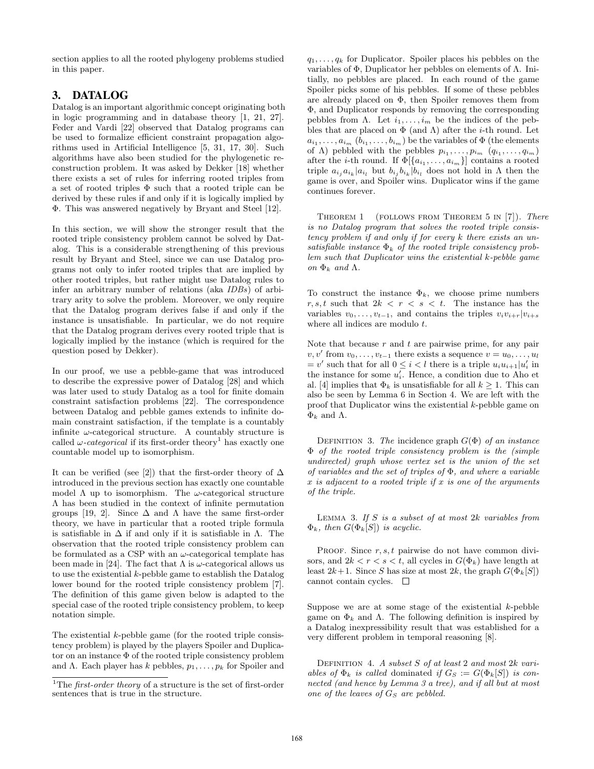section applies to all the rooted phylogeny problems studied in this paper.

## 3. DATALOG

Datalog is an important algorithmic concept originating both in logic programming and in database theory [1, 21, 27]. Feder and Vardi [22] observed that Datalog programs can be used to formalize efficient constraint propagation algorithms used in Artificial Intelligence [5, 31, 17, 30]. Such algorithms have also been studied for the phylogenetic reconstruction problem. It was asked by Dekker [18] whether there exists a set of rules for inferring rooted triples from a set of rooted triples $\Phi$ such that a rooted triple can be derived by these rules if and only if it is logically implied by $\Phi$. This was answered negatively by Bryant and Steel [12].

In this section, we will show the stronger result that the rooted triple consistency problem cannot be solved by Datalog. This is a considerable strengthening of this previous result by Bryant and Steel, since we can use Datalog programs not only to infer rooted triples that are implied by other rooted triples, but rather might use Datalog rules to infer an arbitrary number of relations (aka *IDBs*) of arbitrary arity to solve the problem. Moreover, we only require that the Datalog program derives false if and only if the instance is unsatisfiable. In particular, we do not require that the Datalog program derives every rooted triple that is logically implied by the instance (which is required for the question posed by Dekker).

In our proof, we use a pebble-game that was introduced to describe the expressive power of Datalog [28] and which was later used to study Datalog as a tool for finite domain constraint satisfaction problems [22]. The correspondence between Datalog and pebble games extends to infinite domain constraint satisfaction, if the template is a countably infinite $\omega$-categorical structure. A countably structure is called *$\omega$-categorical* if its first-order theory[1] has exactly one countable model up to isomorphism.

It can be verified (see [2]) that the first-order theory of $\Delta$ introduced in the previous section has exactly one countable model $\Lambda$ up to isomorphism. The $\omega$-categorical structure $\Lambda$ has been studied in the context of infinite permutation groups [19, 2]. Since $\Delta$ and $\Lambda$ have the same first-order theory, we have in particular that a rooted triple formula is satisfiable in $\Delta$ if and only if it is satisfiable in $\Lambda$. The observation that the rooted triple consistency problem can be formulated as a CSP with an $\omega$-categorical template has been made in [24]. The fact that $\Lambda$ is $\omega$-categorical allows us to use the existential $k$-pebble game to establish the Datalog lower bound for the rooted triple consistency problem [7]. The definition of this game given below is adapted to the special case of the rooted triple consistency problem, to keep notation simple.

The existential $k$-pebble game (for the rooted triple consistency problem) is played by the players Spoiler and Duplicator on an instance $\Phi$ of the rooted triple consistency problem and $\Lambda$. Each player has $k$ pebbles, $p_1, \dots, p_k$ for Spoiler and $q_1, \dots, q_k$ for Duplicator. Spoiler places his pebbles on the variables of $\Phi$, Duplicator her pebbles on elements of $\Lambda$. Initially, no pebbles are placed. In each round of the game Spoiler picks some of his pebbles. If some of these pebbles are already placed on $\Phi$, then Spoiler removes them from $\Phi$, and Duplicator responds by removing the corresponding pebbles from $\Lambda$. Let $i_1, \dots, i_m$ be the indices of the pebbles that are placed on $\Phi$ (and $\Lambda$) after the $i$-th round. Let $a_{i_1}, \dots, a_{i_m}$ ($b_{i_1}, \dots, b_{i_m}$) be the variables of $\Phi$ (the elements of $\Lambda$) pebbled with the pebbles $p_{i_1}, \dots, p_{i_m}$ ($q_{i_1}, \dots, q_{i_m}$) after the $i$-th round. If $\Phi[\{a_{i_1}, \dots, a_{i_m}\}]$ contains a rooted triple $a_{i_j} a_{i_k} | a_{i_l}$ but $b_{i_j} b_{i_k} | b_{i_l}$ does not hold in $\Lambda$ then the game is over, and Spoiler wins. Duplicator wins if the game continues forever.

THEOREM 1 (FOLLOWS FROM THEOREM 5 IN [7]). *There is no Datalog program that solves the rooted triple consistency problem if and only if for every $k$ there exists an unsatisfiable instance $\Phi_k$ of the rooted triple consistency problem such that Duplicator wins the existential $k$-pebble game on $\Phi_k$ and $\Lambda$.*

To construct the instance $\Phi_k$, we choose prime numbers $r, s, t$ such that $2k < r < s < t$. The instance has the variables $v_0, \dots, v_{t-1}$, and contains the triples $v_i v_{i+r} | v_{i+s}$ where all indices are modulo $t$.

Note that because $r$ and $t$ are pairwise prime, for any pair $v, v'$ from $v_0, \dots, v_{t-1}$ there exists a sequence $v = u_0, \dots, u_l = v'$ such that for all $0 \le i < l$ there is a triple $u_i u_{i+1} | u'_i$ in the instance for some $u'_i$. Hence, a condition due to Aho et al. [4] implies that $\Phi_k$ is unsatisfiable for all $k \ge 1$. This can also be seen by Lemma 6 in Section 4. We are left with the proof that Duplicator wins the existential $k$-pebble game on $\Phi_k$ and $\Lambda$.

DEFINITION 3. *The* incidence graph $G(\Phi)$ *of an instance $\Phi$ of the rooted triple consistency problem is the (simple undirected) graph whose vertex set is the union of the set of variables and the set of triples of $\Phi$, and where a variable $x$ is adjacent to a rooted triple if $x$ is one of the arguments of the triple.*

LEMMA 3. *If $S$ is a subset of at most $2k$ variables from $\Phi_k$, then $G(\Phi_k[S])$ is acyclic.*

PROOF. Since $r, s, t$ pairwise do not have common divisors, and $2k < r < s < t$, all cycles in $G(\Phi_k)$ have length at least $2k+1$. Since $S$ has size at most $2k$, the graph $G(\Phi_k[S])$ cannot contain cycles. □

Suppose we are at some stage of the existential $k$-pebble game on $\Phi_k$ and $\Lambda$. The following definition is inspired by a Datalog inexpressibility result that was established for a very different problem in temporal reasoning [8].

DEFINITION 4. *A subset $S$ of at least 2 and most $2k$ variables of $\Phi_k$ is called* dominated *if $G_S := G(\Phi_k[S])$ is connected (and hence by Lemma 3 a tree), and if all but at most one of the leaves of $G_S$ are pebbled.*

[1] The *first-order theory* of a structure is the set of first-order sentences that is true in the structure.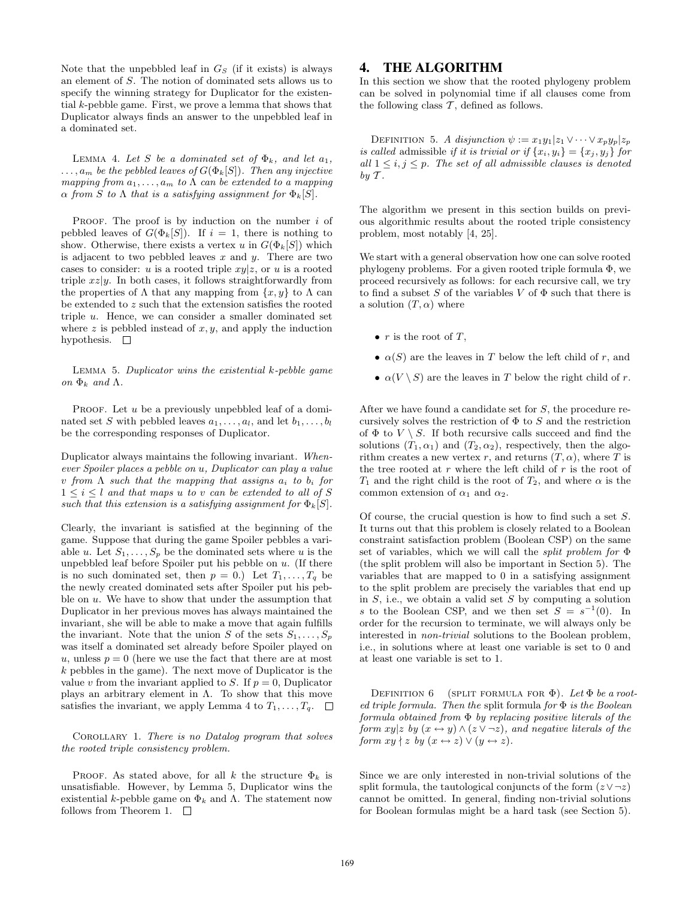Note that the unpebbled leaf in $G_S$ (if it exists) is always an element of $S$. The notion of dominated sets allows us to specify the winning strategy for Duplicator for the existential $k$-pebble game. First, we prove a lemma that shows that Duplicator always finds an answer to the unpebbled leaf in a dominated set.

Lemma 4. *Let $S$ be a dominated set of $\Phi_k$, and let $a_1, \ldots, a_m$ be the pebbled leaves of $G(\Phi_k[S])$. Then any injective mapping from $a_1, \ldots, a_m$ to $\Lambda$ can be extended to a mapping $\alpha$ from $S$ to $\Lambda$ that is a satisfying assignment for $\Phi_k[S]$.*

Proof. The proof is by induction on the number $i$ of pebbled leaves of $G(\Phi_k[S])$. If $i = 1$, there is nothing to show. Otherwise, there exists a vertex $u$ in $G(\Phi_k[S])$ which is adjacent to two pebbled leaves $x$ and $y$. There are two cases to consider: $u$ is a rooted triple $xy|z$, or $u$ is a rooted triple $xz|y$. In both cases, it follows straightforwardly from the properties of $\Lambda$ that any mapping from $\{x, y\}$ to $\Lambda$ can be extended to $z$ such that the extension satisfies the rooted triple $u$. Hence, we can consider a smaller dominated set where $z$ is pebbled instead of $x, y$, and apply the induction hypothesis. □

Lemma 5. *Duplicator wins the existential $k$-pebble game on $\Phi_k$ and $\Lambda$.*

Proof. Let $u$ be a previously unpebbled leaf of a dominated set $S$ with pebbled leaves $a_1, \ldots, a_l$, and let $b_1, \ldots, b_l$ be the corresponding responses of Duplicator.

Duplicator always maintains the following invariant. *Whenever Spoiler places a pebble on $u$, Duplicator can play a value $v$ from $\Lambda$ such that the mapping that assigns $a_i$ to $b_i$ for $1 \leq i \leq l$ and that maps $u$ to $v$ can be extended to all of $S$ such that this extension is a satisfying assignment for $\Phi_k[S]$.*

Clearly, the invariant is satisfied at the beginning of the game. Suppose that during the game Spoiler pebbles a variable $u$. Let $S_1, \ldots, S_p$ be the dominated sets where $u$ is the unpebbled leaf before Spoiler put his pebble on $u$. (If there is no such dominated set, then $p = 0$.) Let $T_1, \ldots, T_q$ be the newly created dominated sets after Spoiler put his pebble on $u$. We have to show that under the assumption that Duplicator in her previous moves has always maintained the invariant, she will be able to make a move that again fulfills the invariant. Note that the union $S$ of the sets $S_1, \ldots, S_p$ was itself a dominated set already before Spoiler played on $u$, unless $p = 0$ (here we use the fact that there are at most $k$ pebbles in the game). The next move of Duplicator is the value $v$ from the invariant applied to $S$. If $p = 0$, Duplicator plays an arbitrary element in $\Lambda$. To show that this move satisfies the invariant, we apply Lemma 4 to $T_1, \ldots, T_q$. □

Corollary 1. *There is no Datalog program that solves the rooted triple consistency problem.*

Proof. As stated above, for all $k$ the structure $\Phi_k$ is unsatisfiable. However, by Lemma 5, Duplicator wins the existential $k$-pebble game on $\Phi_k$ and $\Lambda$. The statement now follows from Theorem 1. □

# 4. THE ALGORITHM

In this section we show that the rooted phylogeny problem can be solved in polynomial time if all clauses come from the following class $\mathcal{T}$, defined as follows.

Definition 5. *A disjunction $\psi := x_1y_1|z_1 \vee \cdots \vee x_py_p|z_p$ is called* admissible *if it is trivial or if $\{x_i, y_i\} = \{x_j, y_j\}$ for all $1 \leq i, j \leq p$. The set of all admissible clauses is denoted by $\mathcal{T}$.*

The algorithm we present in this section builds on previous algorithmic results about the rooted triple consistency problem, most notably [4, 25].

We start with a general observation how one can solve rooted phylogeny problems. For a given rooted triple formula $\Phi$, we proceed recursively as follows: for each recursive call, we try to find a subset $S$ of the variables $V$ of $\Phi$ such that there is a solution $(T, \alpha)$ where

- $r$ is the root of $T$,
- $\alpha(S)$ are the leaves in $T$ below the left child of $r$, and
- $\alpha(V \setminus S)$ are the leaves in $T$ below the right child of $r$.

After we have found a candidate set for $S$, the procedure recursively solves the restriction of $\Phi$ to $S$ and the restriction of $\Phi$ to $V \setminus S$. If both recursive calls succeed and find the solutions $(T_1, \alpha_1)$ and $(T_2, \alpha_2)$, respectively, then the algorithm creates a new vertex $r$, and returns $(T, \alpha)$, where $T$ is the tree rooted at $r$ where the left child of $r$ is the root of $T_1$ and the right child is the root of $T_2$, and where $\alpha$ is the common extension of $\alpha_1$ and $\alpha_2$.

Of course, the crucial question is how to find such a set $S$. It turns out that this problem is closely related to a Boolean constraint satisfaction problem (Boolean CSP) on the same set of variables, which we will call the *split problem for $\Phi$* (the split problem will also be important in Section 5). The variables that are mapped to 0 in a satisfying assignment to the split problem are precisely the variables that end up in $S$, i.e., we obtain a valid set $S$ by computing a solution $s$ to the Boolean CSP, and we then set $S = s^{-1}(0)$. In order for the recursion to terminate, we will always only be interested in *non-trivial* solutions to the Boolean problem, i.e., in solutions where at least one variable is set to 0 and at least one variable is set to 1.

Definition 6 (split formula for $\Phi$). *Let $\Phi$ be a rooted triple formula. Then the* split formula *for $\Phi$ is the Boolean formula obtained from $\Phi$ by replacing positive literals of the form $xy|z$ by $(x \leftrightarrow y) \wedge (z \vee \neg z)$, and negative literals of the form $xy \nmid z$ by $(x \leftrightarrow z) \vee (y \leftrightarrow z)$.*

Since we are only interested in non-trivial solutions of the split formula, the tautological conjuncts of the form $(z \vee \neg z)$ cannot be omitted. In general, finding non-trivial solutions for Boolean formulas might be a hard task (see Section 5).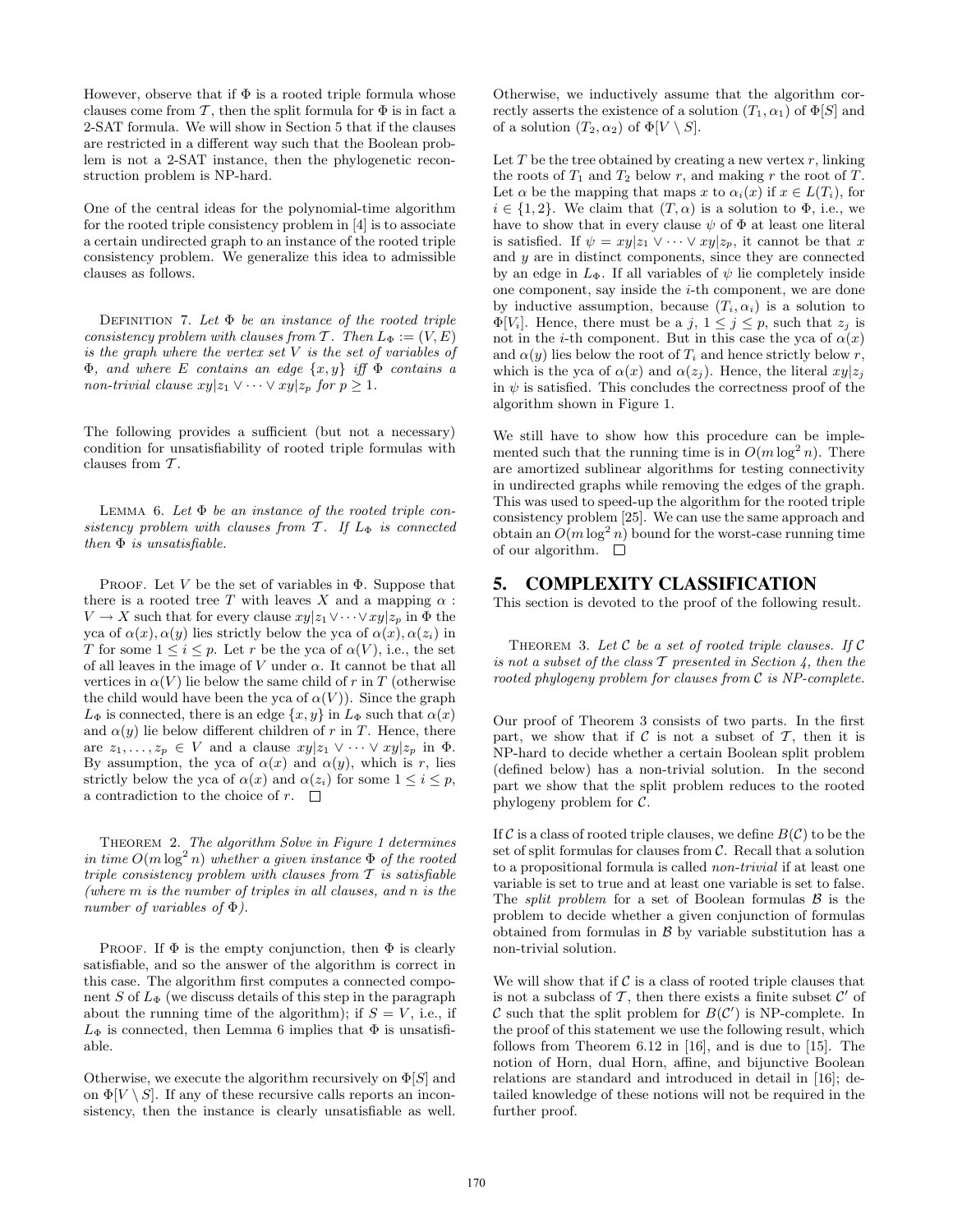However, observe that if $\Phi$ is a rooted triple formula whose clauses come from $\mathcal{T}$, then the split formula for $\Phi$ is in fact a 2-SAT formula. We will show in Section 5 that if the clauses are restricted in a different way such that the Boolean problem is not a 2-SAT instance, then the phylogenetic reconstruction problem is NP-hard.

One of the central ideas for the polynomial-time algorithm for the rooted triple consistency problem in [4] is to associate a certain undirected graph to an instance of the rooted triple consistency problem. We generalize this idea to admissible clauses as follows.

Definition 7. *Let $\Phi$ be an instance of the rooted triple consistency problem with clauses from $\mathcal{T}$. Then $L_\Phi := (V, E)$ is the graph where the vertex set $V$ is the set of variables of $\Phi$, and where $E$ contains an edge $\{x, y\}$ iff $\Phi$ contains a non-trivial clause $xy|z_1 \vee \cdots \vee xy|z_p$ for $p \geq 1$.*

The following provides a sufficient (but not a necessary) condition for unsatisfiability of rooted triple formulas with clauses from $\mathcal{T}$.

Lemma 6. *Let $\Phi$ be an instance of the rooted triple consistency problem with clauses from $\mathcal{T}$. If $L_\Phi$ is connected then $\Phi$ is unsatisfiable.*

Proof. Let $V$ be the set of variables in $\Phi$. Suppose that there is a rooted tree $T$ with leaves $X$ and a mapping $\alpha : V \to X$ such that for every clause $xy|z_1 \vee \cdots \vee xy|z_p$ in $\Phi$ the yca of $\alpha(x), \alpha(y)$ lies strictly below the yca of $\alpha(x), \alpha(z_i)$ in $T$ for some $1 \leq i \leq p$. Let $r$ be the yca of $\alpha(V)$, i.e., the set of all leaves in the image of $V$ under $\alpha$. It cannot be that all vertices in $\alpha(V)$ lie below the same child of $r$ in $T$ (otherwise the child would have been the yca of $\alpha(V)$). Since the graph $L_\Phi$ is connected, there is an edge $\{x, y\}$ in $L_\Phi$ such that $\alpha(x)$ and $\alpha(y)$ lie below different children of $r$ in $T$. Hence, there are $z_1, \ldots, z_p \in V$ and a clause $xy|z_1 \vee \cdots \vee xy|z_p$ in $\Phi$. By assumption, the yca of $\alpha(x)$ and $\alpha(y)$, which is $r$, lies strictly below the yca of $\alpha(x)$ and $\alpha(z_i)$ for some $1 \leq i \leq p$, a contradiction to the choice of $r$. □

Theorem 2. *The algorithm Solve in Figure 1 determines in time $O(m \log^2 n)$ whether a given instance $\Phi$ of the rooted triple consistency problem with clauses from $\mathcal{T}$ is satisfiable (where $m$ is the number of triples in all clauses, and $n$ is the number of variables of $\Phi$).*

Proof. If $\Phi$ is the empty conjunction, then $\Phi$ is clearly satisfiable, and so the answer of the algorithm is correct in this case. The algorithm first computes a connected component $S$ of $L_\Phi$ (we discuss details of this step in the paragraph about the running time of the algorithm); if $S = V$, i.e., if $L_\Phi$ is connected, then Lemma 6 implies that $\Phi$ is unsatisfiable.

Otherwise, we execute the algorithm recursively on $\Phi[S]$ and on $\Phi[V \setminus S]$. If any of these recursive calls reports an inconsistency, then the instance is clearly unsatisfiable as well. Otherwise, we inductively assume that the algorithm correctly asserts the existence of a solution $(T_1, \alpha_1)$ of $\Phi[S]$ and of a solution $(T_2, \alpha_2)$ of $\Phi[V \setminus S]$.

Let $T$ be the tree obtained by creating a new vertex $r$, linking the roots of $T_1$ and $T_2$ below $r$, and making $r$ the root of $T$. Let $\alpha$ be the mapping that maps $x$ to $\alpha_i(x)$ if $x \in L(T_i)$, for $i \in \{1, 2\}$. We claim that $(T, \alpha)$ is a solution to $\Phi$, i.e., we have to show that in every clause $\psi$ of $\Phi$ at least one literal is satisfied. If $\psi = xy|z_1 \vee \cdots \vee xy|z_p$, it cannot be that $x$ and $y$ are in distinct components, since they are connected by an edge in $L_\Phi$. If all variables of $\psi$ lie completely inside one component, say inside the $i$-th component, we are done by inductive assumption, because $(T_i, \alpha_i)$ is a solution to $\Phi[V_i]$. Hence, there must be a $j$, $1 \leq j \leq p$, such that $z_j$ is not in the $i$-th component. But in this case the yca of $\alpha(x)$ and $\alpha(y)$ lies below the root of $T_i$ and hence strictly below $r$, which is the yca of $\alpha(x)$ and $\alpha(z_j)$. Hence, the literal $xy|z_j$ in $\psi$ is satisfied. This concludes the correctness proof of the algorithm shown in Figure 1.

We still have to show how this procedure can be implemented such that the running time is in $O(m \log^2 n)$. There are amortized sublinear algorithms for testing connectivity in undirected graphs while removing the edges of the graph. This was used to speed-up the algorithm for the rooted triple consistency problem [25]. We can use the same approach and obtain an $O(m \log^2 n)$ bound for the worst-case running time of our algorithm. □

## 5. COMPLEXITY CLASSIFICATION

This section is devoted to the proof of the following result.

Theorem 3. *Let $\mathcal{C}$ be a set of rooted triple clauses. If $\mathcal{C}$ is not a subset of the class $\mathcal{T}$ presented in Section 4, then the rooted phylogeny problem for clauses from $\mathcal{C}$ is NP-complete.*

Our proof of Theorem 3 consists of two parts. In the first part, we show that if $\mathcal{C}$ is not a subset of $\mathcal{T}$, then it is NP-hard to decide whether a certain Boolean split problem (defined below) has a non-trivial solution. In the second part we show that the split problem reduces to the rooted phylogeny problem for $\mathcal{C}$.

If $\mathcal{C}$ is a class of rooted triple clauses, we define $B(\mathcal{C})$ to be the set of split formulas for clauses from $\mathcal{C}$. Recall that a solution to a propositional formula is called *non-trivial* if at least one variable is set to true and at least one variable is set to false. The *split problem* for a set of Boolean formulas $\mathcal{B}$ is the problem to decide whether a given conjunction of formulas obtained from formulas in $\mathcal{B}$ by variable substitution has a non-trivial solution.

We will show that if $\mathcal{C}$ is a class of rooted triple clauses that is not a subclass of $\mathcal{T}$, then there exists a finite subset $\mathcal{C}'$ of $\mathcal{C}$ such that the split problem for $B(\mathcal{C}')$ is NP-complete. In the proof of this statement we use the following result, which follows from Theorem 6.12 in [16], and is due to [15]. The notion of Horn, dual Horn, affine, and bijunctive Boolean relations are standard and introduced in detail in [16]; detailed knowledge of these notions will not be required in the further proof.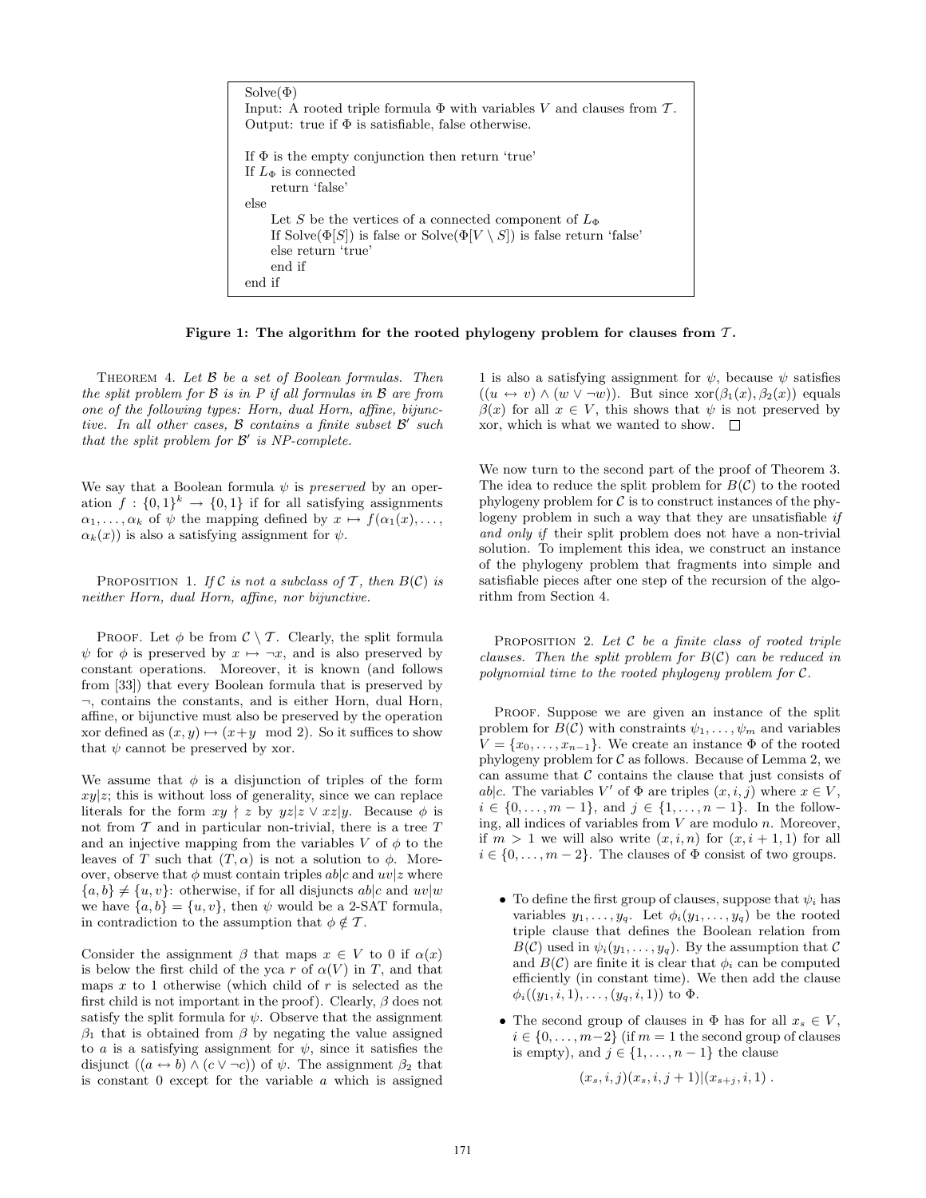```
Solve(Φ)
Input: A rooted triple formula Φ with variables V and clauses from T.
Output: true if Φ is satisfiable, false otherwise.

If Φ is the empty conjunction then return 'true'
If L_Φ is connected
     return 'false'
else
     Let S be the vertices of a connected component of L_Φ
     If Solve(Φ[S]) is false or Solve(Φ[V \ S]) is false return 'false'
     else return 'true'
     end if
end if
```

**Figure 1: The algorithm for the rooted phylogeny problem for clauses from $\mathcal{T}$.**

Theorem 4. *Let $\mathcal{B}$ be a set of Boolean formulas. Then the split problem for $\mathcal{B}$ is in P if all formulas in $\mathcal{B}$ are from one of the following types: Horn, dual Horn, affine, bijunctive. In all other cases, $\mathcal{B}$ contains a finite subset $\mathcal{B}'$ such that the split problem for $\mathcal{B}'$ is NP-complete.*

We say that a Boolean formula $\psi$ is *preserved* by an operation $f : \{0,1\}^k \rightarrow \{0,1\}$ if for all satisfying assignments $\alpha_1, \ldots, \alpha_k$ of $\psi$ the mapping defined by $x \mapsto f(\alpha_1(x), \ldots, \alpha_k(x))$ is also a satisfying assignment for $\psi$.

Proposition 1. *If $\mathcal{C}$ is not a subclass of $\mathcal{T}$, then $B(\mathcal{C})$ is neither Horn, dual Horn, affine, nor bijunctive.*

Proof. Let $\phi$ be from $\mathcal{C} \setminus \mathcal{T}$. Clearly, the split formula $\psi$ for $\phi$ is preserved by $x \mapsto \neg x$, and is also preserved by constant operations. Moreover, it is known (and follows from [33]) that every Boolean formula that is preserved by $\neg$, contains the constants, and is either Horn, dual Horn, affine, or bijunctive must also be preserved by the operation xor defined as $(x,y) \mapsto (x+y \mod 2)$. So it suffices to show that $\psi$ cannot be preserved by xor.

We assume that $\phi$ is a disjunction of triples of the form $xy|z$; this is without loss of generality, since we can replace literals for the form $xy \nmid z$ by $yz|z \vee xz|y$. Because $\phi$ is not from $\mathcal{T}$ and in particular non-trivial, there is a tree $T$ and an injective mapping from the variables $V$ of $\phi$ to the leaves of $T$ such that $(T, \alpha)$ is not a solution to $\phi$. Moreover, observe that $\phi$ must contain triples $ab|c$ and $uv|z$ where $\{a,b\} \neq \{u,v\}$: otherwise, if for all disjuncts $ab|c$ and $uv|w$ we have $\{a,b\} = \{u,v\}$, then $\psi$ would be a 2-SAT formula, in contradiction to the assumption that $\phi \notin \mathcal{T}$.

Consider the assignment $\beta$ that maps $x \in V$ to 0 if $\alpha(x)$ is below the first child of the yca $r$ of $\alpha(V)$ in $T$, and that maps $x$ to 1 otherwise (which child of $r$ is selected as the first child is not important in the proof). Clearly, $\beta$ does not satisfy the split formula for $\psi$. Observe that the assignment $\beta_1$ that is obtained from $\beta$ by negating the value assigned to $a$ is a satisfying assignment for $\psi$, since it satisfies the disjunct $((a \leftrightarrow b) \wedge (c \vee \neg c))$ of $\psi$. The assignment $\beta_2$ that is constant 0 except for the variable $a$ which is assigned 1 is also a satisfying assignment for $\psi$, because $\psi$ satisfies $((u \leftrightarrow v) \wedge (w \vee \neg w))$. But since $\text{xor}(\beta_1(x), \beta_2(x))$ equals $\beta(x)$ for all $x \in V$, this shows that $\psi$ is not preserved by xor, which is what we wanted to show. $\square$

We now turn to the second part of the proof of Theorem 3. The idea to reduce the split problem for $B(\mathcal{C})$ to the rooted phylogeny problem for $\mathcal{C}$ is to construct instances of the phylogeny problem in such a way that they are unsatisfiable *if and only if* their split problem does not have a non-trivial solution. To implement this idea, we construct an instance of the phylogeny problem that fragments into simple and satisfiable pieces after one step of the recursion of the algorithm from Section 4.

Proposition 2. *Let $\mathcal{C}$ be a finite class of rooted triple clauses. Then the split problem for $B(\mathcal{C})$ can be reduced in polynomial time to the rooted phylogeny problem for $\mathcal{C}$.*

Proof. Suppose we are given an instance of the split problem for $B(\mathcal{C})$ with constraints $\psi_1, \ldots, \psi_m$ and variables $V = \{x_0, \ldots, x_{n-1}\}$. We create an instance $\Phi$ of the rooted phylogeny problem for $\mathcal{C}$ as follows. Because of Lemma 2, we can assume that $\mathcal{C}$ contains the clause that just consists of $ab|c$. The variables $V'$ of $\Phi$ are triples $(x,i,j)$ where $x \in V$, $i \in \{0, \ldots, m-1\}$, and $j \in \{1, \ldots, n-1\}$. In the following, all indices of variables from $V$ are modulo $n$. Moreover, if $m > 1$ we will also write $(x,i,n)$ for $(x,i+1,1)$ for all $i \in \{0, \ldots, m-2\}$. The clauses of $\Phi$ consist of two groups.

- To define the first group of clauses, suppose that $\psi_i$ has variables $y_1, \ldots, y_q$. Let $\phi_i(y_1, \ldots, y_q)$ be the rooted triple clause that defines the Boolean relation from $B(\mathcal{C})$ used in $\psi_i(y_1, \ldots, y_q)$. By the assumption that $\mathcal{C}$ and $B(\mathcal{C})$ are finite it is clear that $\phi_i$ can be computed efficiently (in constant time). We then add the clause $\phi_i((y_1, i, 1), \ldots, (y_q, i, 1))$ to $\Phi$.
- The second group of clauses in $\Phi$ has for all $x_s \in V$, $i \in \{0, \ldots, m-2\}$ (if $m = 1$ the second group of clauses is empty), and $j \in \{1, \ldots, n-1\}$ the clause

$$(x_s, i, j)(x_s, i, j+1)|(x_{s+j}, i, 1) .$$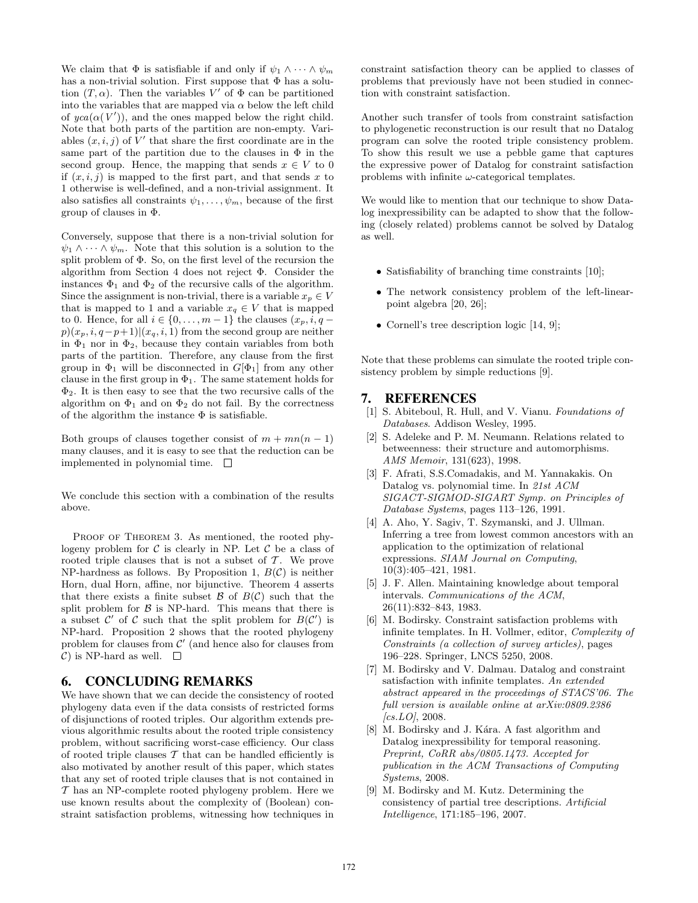We claim that $\Phi$ is satisfiable if and only if $\psi_1 \wedge \cdots \wedge \psi_m$ has a non-trivial solution. First suppose that $\Phi$ has a solution $(T, \alpha)$. Then the variables $V'$ of $\Phi$ can be partitioned into the variables that are mapped via $\alpha$ below the left child of $yca(\alpha(V'))$, and the ones mapped below the right child. Note that both parts of the partition are non-empty. Variables $(x, i, j)$ of $V'$ that share the first coordinate are in the same part of the partition due to the clauses in $\Phi$ in the second group. Hence, the mapping that sends $x \in V$ to 0 if $(x, i, j)$ is mapped to the first part, and that sends $x$ to 1 otherwise is well-defined, and a non-trivial assignment. It also satisfies all constraints $\psi_1, \ldots, \psi_m$, because of the first group of clauses in $\Phi$.

Conversely, suppose that there is a non-trivial solution for $\psi_1 \wedge \cdots \wedge \psi_m$. Note that this solution is a solution to the split problem of $\Phi$. So, on the first level of the recursion the algorithm from Section 4 does not reject $\Phi$. Consider the instances $\Phi_1$ and $\Phi_2$ of the recursive calls of the algorithm. Since the assignment is non-trivial, there is a variable $x_p \in V$ that is mapped to 1 and a variable $x_q \in V$ that is mapped to 0. Hence, for all $i \in \{0, \ldots, m-1\}$ the clauses $(x_p, i, q-p)(x_p, i, q-p+1)|(x_q, i, 1)$ from the second group are neither in $\Phi_1$ nor in $\Phi_2$, because they contain variables from both parts of the partition. Therefore, any clause from the first group in $\Phi_1$ will be disconnected in $G[\Phi_1]$ from any other clause in the first group in $\Phi_1$. The same statement holds for $\Phi_2$. It is then easy to see that the two recursive calls of the algorithm on $\Phi_1$ and on $\Phi_2$ do not fail. By the correctness of the algorithm the instance $\Phi$ is satisfiable.

Both groups of clauses together consist of $m + mn(n-1)$ many clauses, and it is easy to see that the reduction can be implemented in polynomial time. $\square$

We conclude this section with a combination of the results above.

Proof of Theorem 3. As mentioned, the rooted phylogeny problem for $\mathcal{C}$ is clearly in NP. Let $\mathcal{C}$ be a class of rooted triple clauses that is not a subset of $\mathcal{T}$. We prove NP-hardness as follows. By Proposition 1, $B(\mathcal{C})$ is neither Horn, dual Horn, affine, nor bijunctive. Theorem 4 asserts that there exists a finite subset $\mathcal{B}$ of $B(\mathcal{C})$ such that the split problem for $\mathcal{B}$ is NP-hard. This means that there is a subset $\mathcal{C}'$ of $\mathcal{C}$ such that the split problem for $B(\mathcal{C}')$ is NP-hard. Proposition 2 shows that the rooted phylogeny problem for clauses from $\mathcal{C}'$ (and hence also for clauses from $\mathcal{C}$) is NP-hard as well. $\square$

## 6. CONCLUDING REMARKS

We have shown that we can decide the consistency of rooted phylogeny data even if the data consists of restricted forms of disjunctions of rooted triples. Our algorithm extends previous algorithmic results about the rooted triple consistency problem, without sacrificing worst-case efficiency. Our class of rooted triple clauses $\mathcal{T}$ that can be handled efficiently is also motivated by another result of this paper, which states that any set of rooted triple clauses that is not contained in $\mathcal{T}$ has an NP-complete rooted phylogeny problem. Here we use known results about the complexity of (Boolean) constraint satisfaction problems, witnessing how techniques in constraint satisfaction theory can be applied to classes of problems that previously have not been studied in connection with constraint satisfaction.

Another such transfer of tools from constraint satisfaction to phylogenetic reconstruction is our result that no Datalog program can solve the rooted triple consistency problem. To show this result we use a pebble game that captures the expressive power of Datalog for constraint satisfaction problems with infinite $\omega$-categorical templates.

We would like to mention that our technique to show Datalog inexpressibility can be adapted to show that the following (closely related) problems cannot be solved by Datalog as well.

- Satisfiability of branching time constraints [10];
- The network consistency problem of the left-linear-point algebra [20, 26];
- Cornell's tree description logic [14, 9];

Note that these problems can simulate the rooted triple consistency problem by simple reductions [9].

## 7. REFERENCES

[1] S. Abiteboul, R. Hull, and V. Vianu. *Foundations of Databases*. Addison Wesley, 1995.

[2] S. Adeleke and P. M. Neumann. Relations related to betweenness: their structure and automorphisms. *AMS Memoir*, 131(623), 1998.

[3] F. Afrati, S.S.Comadakis, and M. Yannakakis. On Datalog vs. polynomial time. In *21st ACM SIGACT-SIGMOD-SIGART Symp. on Principles of Database Systems*, pages 113–126, 1991.

[4] A. Aho, Y. Sagiv, T. Szymanski, and J. Ullman. Inferring a tree from lowest common ancestors with an application to the optimization of relational expressions. *SIAM Journal on Computing*, 10(3):405–421, 1981.

[5] J. F. Allen. Maintaining knowledge about temporal intervals. *Communications of the ACM*, 26(11):832–843, 1983.

[6] M. Bodirsky. Constraint satisfaction problems with infinite templates. In H. Vollmer, editor, *Complexity of Constraints (a collection of survey articles)*, pages 196–228. Springer, LNCS 5250, 2008.

[7] M. Bodirsky and V. Dalmau. Datalog and constraint satisfaction with infinite templates. *An extended abstract appeared in the proceedings of STACS'06. The full version is available online at arXiv:0809.2386 [cs.LO]*, 2008.

[8] M. Bodirsky and J. Kára. A fast algorithm and Datalog inexpressibility for temporal reasoning. *Preprint, CoRR abs/0805.1473. Accepted for publication in the ACM Transactions of Computing Systems*, 2008.

[9] M. Bodirsky and M. Kutz. Determining the consistency of partial tree descriptions. *Artificial Intelligence*, 171:185–196, 2007.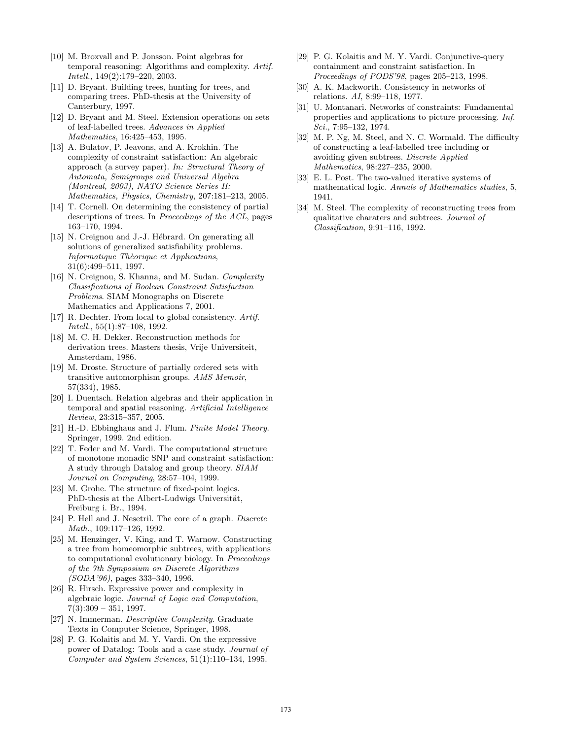[10] M. Broxvall and P. Jonsson. Point algebras for temporal reasoning: Algorithms and complexity. *Artif. Intell.*, 149(2):179–220, 2003.

[11] D. Bryant. Building trees, hunting for trees, and comparing trees. PhD-thesis at the University of Canterbury, 1997.

[12] D. Bryant and M. Steel. Extension operations on sets of leaf-labelled trees. *Advances in Applied Mathematics*, 16:425–453, 1995.

[13] A. Bulatov, P. Jeavons, and A. Krokhin. The complexity of constraint satisfaction: An algebraic approach (a survey paper). *In: Structural Theory of Automata, Semigroups and Universal Algebra (Montreal, 2003), NATO Science Series II: Mathematics, Physics, Chemistry*, 207:181–213, 2005.

[14] T. Cornell. On determining the consistency of partial descriptions of trees. In *Proceedings of the ACL*, pages 163–170, 1994.

[15] N. Creignou and J.-J. Hébrard. On generating all solutions of generalized satisfiability problems. *Informatique Thèorique et Applications*, 31(6):499–511, 1997.

[16] N. Creignou, S. Khanna, and M. Sudan. *Complexity Classifications of Boolean Constraint Satisfaction Problems*. SIAM Monographs on Discrete Mathematics and Applications 7, 2001.

[17] R. Dechter. From local to global consistency. *Artif. Intell.*, 55(1):87–108, 1992.

[18] M. C. H. Dekker. Reconstruction methods for derivation trees. Masters thesis, Vrije Universiteit, Amsterdam, 1986.

[19] M. Droste. Structure of partially ordered sets with transitive automorphism groups. *AMS Memoir*, 57(334), 1985.

[20] I. Duentsch. Relation algebras and their application in temporal and spatial reasoning. *Artificial Intelligence Review*, 23:315–357, 2005.

[21] H.-D. Ebbinghaus and J. Flum. *Finite Model Theory*. Springer, 1999. 2nd edition.

[22] T. Feder and M. Vardi. The computational structure of monotone monadic SNP and constraint satisfaction: A study through Datalog and group theory. *SIAM Journal on Computing*, 28:57–104, 1999.

[23] M. Grohe. The structure of fixed-point logics. PhD-thesis at the Albert-Ludwigs Universität, Freiburg i. Br., 1994.

[24] P. Hell and J. Nesetril. The core of a graph. *Discrete Math.*, 109:117–126, 1992.

[25] M. Henzinger, V. King, and T. Warnow. Constructing a tree from homeomorphic subtrees, with applications to computational evolutionary biology. In *Proceedings of the 7th Symposium on Discrete Algorithms (SODA'96)*, pages 333–340, 1996.

[26] R. Hirsch. Expressive power and complexity in algebraic logic. *Journal of Logic and Computation*, 7(3):309 – 351, 1997.

[27] N. Immerman. *Descriptive Complexity*. Graduate Texts in Computer Science, Springer, 1998.

[28] P. G. Kolaitis and M. Y. Vardi. On the expressive power of Datalog: Tools and a case study. *Journal of Computer and System Sciences*, 51(1):110–134, 1995.

[29] P. G. Kolaitis and M. Y. Vardi. Conjunctive-query containment and constraint satisfaction. In *Proceedings of PODS'98*, pages 205–213, 1998.

[30] A. K. Mackworth. Consistency in networks of relations. *AI*, 8:99–118, 1977.

[31] U. Montanari. Networks of constraints: Fundamental properties and applications to picture processing. *Inf. Sci.*, 7:95–132, 1974.

[32] M. P. Ng, M. Steel, and N. C. Wormald. The difficulty of constructing a leaf-labelled tree including or avoiding given subtrees. *Discrete Applied Mathematics*, 98:227–235, 2000.

[33] E. L. Post. The two-valued iterative systems of mathematical logic. *Annals of Mathematics studies*, 5, 1941.

[34] M. Steel. The complexity of reconstructing trees from qualitative charaters and subtrees. *Journal of Classification*, 9:91–116, 1992.